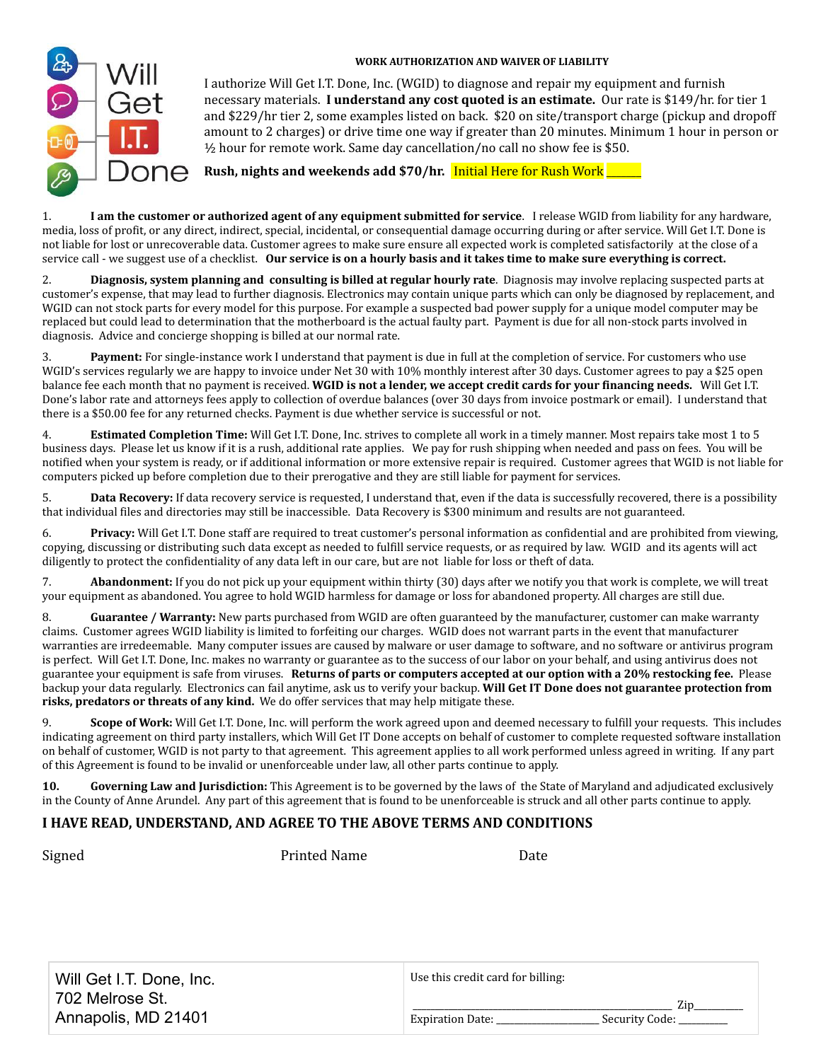Will Get I.T. Done

**WORK AUTHORIZATION AND WAIVER OF LIABILITY**

I authorize Will Get I.T. Done, Inc. (WGID) to diagnose and repair my equipment and furnish necessary materials. **I understand any cost quoted is an estimate.** Our rate is $149/hr. for tier 1 and $229/hr tier 2, some examples listed on back. $20 on site/transport charge (pickup and dropoff amount to 2 charges) or drive time one way if greater than 20 minutes. Minimum 1 hour in person or ½ hour for remote work. Same day cancellation/no call no show fee is $50.

**Rush, nights and weekends add $70/hr.** Initial Here for Rush Work ______

1. **I am the customer or authorized agent of any equipment submitted for service**. I release WGID from liability for any hardware, media, loss of profit, or any direct, indirect, special, incidental, or consequential damage occurring during or after service. Will Get I.T. Done is not liable for lost or unrecoverable data. Customer agrees to make sure ensure all expected work is completed satisfactorily at the close of a service call - we suggest use of a checklist. **Our service is on a hourly basis and it takes time to make sure everything is correct.**

2. **Diagnosis, system planning and consulting is billed at regular hourly rate**. Diagnosis may involve replacing suspected parts at customer's expense, that may lead to further diagnosis. Electronics may contain unique parts which can only be diagnosed by replacement, and WGID can not stock parts for every model for this purpose. For example a suspected bad power supply for a unique model computer may be replaced but could lead to determination that the motherboard is the actual faulty part. Payment is due for all non-stock parts involved in diagnosis. Advice and concierge shopping is billed at our normal rate.

3. **Payment:** For single-instance work I understand that payment is due in full at the completion of service. For customers who use WGID's services regularly we are happy to invoice under Net 30 with 10% monthly interest after 30 days. Customer agrees to pay a $25 open balance fee each month that no payment is received. **WGID is not a lender, we accept credit cards for your financing needs.** Will Get I.T. Done's labor rate and attorneys fees apply to collection of overdue balances (over 30 days from invoice postmark or email). I understand that there is a $50.00 fee for any returned checks. Payment is due whether service is successful or not.

4. **Estimated Completion Time:** Will Get I.T. Done, Inc. strives to complete all work in a timely manner. Most repairs take most 1 to 5 business days. Please let us know if it is a rush, additional rate applies. We pay for rush shipping when needed and pass on fees. You will be notified when your system is ready, or if additional information or more extensive repair is required. Customer agrees that WGID is not liable for computers picked up before completion due to their prerogative and they are still liable for payment for services.

5. **Data Recovery:** If data recovery service is requested, I understand that, even if the data is successfully recovered, there is a possibility that individual files and directories may still be inaccessible. Data Recovery is $300 minimum and results are not guaranteed.

6. **Privacy:** Will Get I.T. Done staff are required to treat customer's personal information as confidential and are prohibited from viewing, copying, discussing or distributing such data except as needed to fulfill service requests, or as required by law. WGID and its agents will act diligently to protect the confidentiality of any data left in our care, but are not liable for loss or theft of data.

7. **Abandonment:** If you do not pick up your equipment within thirty (30) days after we notify you that work is complete, we will treat your equipment as abandoned. You agree to hold WGID harmless for damage or loss for abandoned property. All charges are still due.

8. **Guarantee / Warranty:** New parts purchased from WGID are often guaranteed by the manufacturer, customer can make warranty claims. Customer agrees WGID liability is limited to forfeiting our charges. WGID does not warrant parts in the event that manufacturer warranties are irredeemable. Many computer issues are caused by malware or user damage to software, and no software or antivirus program is perfect. Will Get I.T. Done, Inc. makes no warranty or guarantee as to the success of our labor on your behalf, and using antivirus does not guarantee your equipment is safe from viruses. **Returns of parts or computers accepted at our option with a 20% restocking fee.** Please backup your data regularly. Electronics can fail anytime, ask us to verify your backup. **Will Get IT Done does not guarantee protection from risks, predators or threats of any kind.** We do offer services that may help mitigate these.

9. **Scope of Work:** Will Get I.T. Done, Inc. will perform the work agreed upon and deemed necessary to fulfill your requests. This includes indicating agreement on third party installers, which Will Get IT Done accepts on behalf of customer to complete requested software installation on behalf of customer, WGID is not party to that agreement. This agreement applies to all work performed unless agreed in writing. If any part of this Agreement is found to be invalid or unenforceable under law, all other parts continue to apply.

10. **Governing Law and Jurisdiction:** This Agreement is to be governed by the laws of the State of Maryland and adjudicated exclusively in the County of Anne Arundel. Any part of this agreement that is found to be unenforceable is struck and all other parts continue to apply.

**I HAVE READ, UNDERSTAND, AND AGREE TO THE ABOVE TERMS AND CONDITIONS**

Signed | Printed Name | Date

| Will Get I.T. Done, Inc.<br>702 Melrose St.<br>Annapolis, MD 21401 | Use this credit card for billing:<br>______________________________ Zip________<br>Expiration Date: ______________ Security Code: ________ |
|---|---|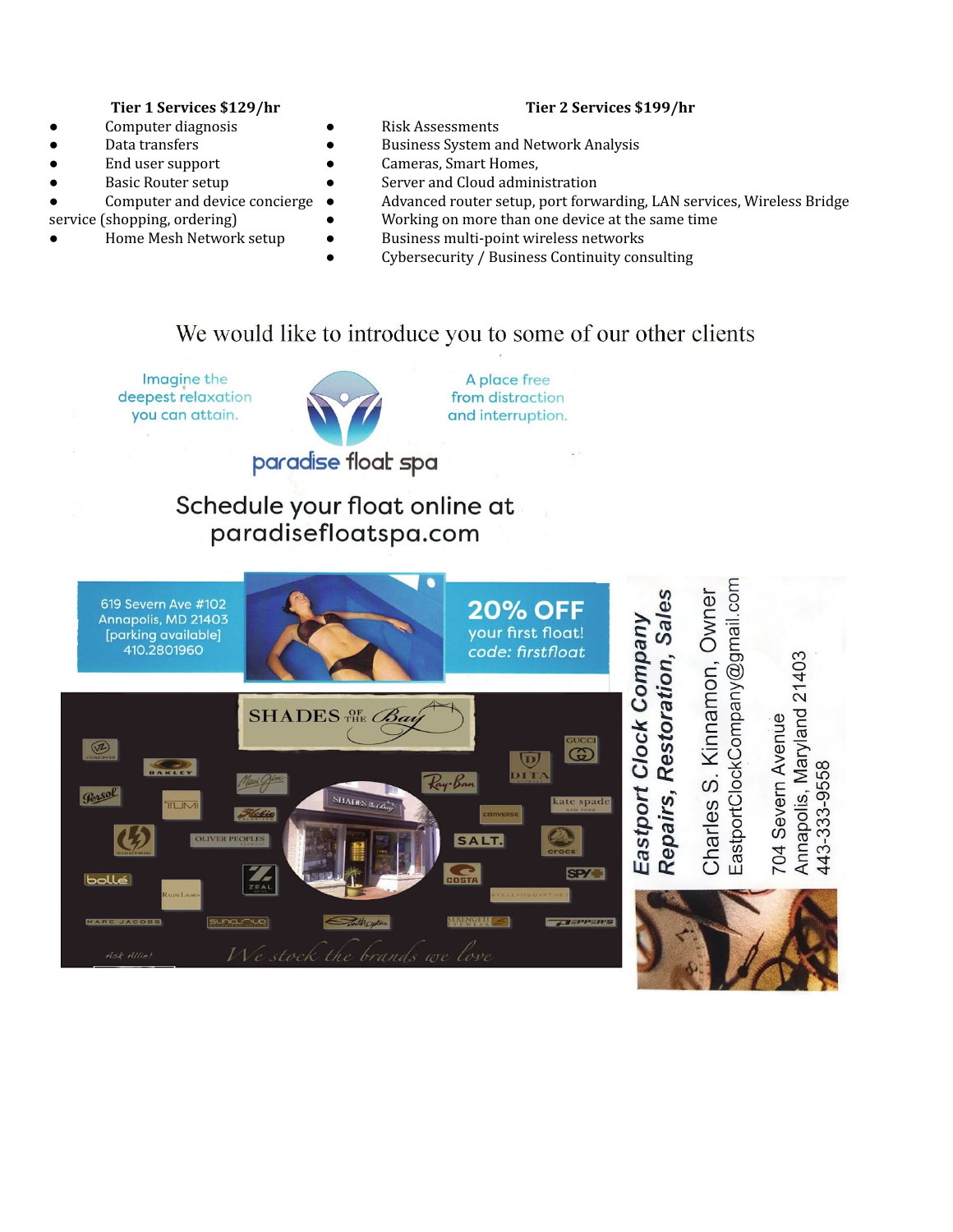**Tier 1 Services $129/hr**

- Computer diagnosis
- Data transfers
- End user support
- Basic Router setup
- Computer and device concierge service (shopping, ordering)
- Home Mesh Network setup

**Tier 2 Services $199/hr**

- Risk Assessments
- Business System and Network Analysis
- Cameras, Smart Homes,
- Server and Cloud administration
- Advanced router setup, port forwarding, LAN services, Wireless Bridge
- Working on more than one device at the same time
- Business multi-point wireless networks
- Cybersecurity / Business Continuity consulting

We would like to introduce you to some of our other clients

Imagine the deepest relaxation you can attain.

paradise float spa

A place free from distraction and interruption.

Schedule your float online at paradisefloatspa.com

619 Severn Ave #102
Annapolis, MD 21403
[parking available]
410.2801960

20% OFF your first float! code: firstfloat

SHADES OF THE Bay

We stock the brands we love

Ask Allie!

Eastport Clock Company
Repairs, Restoration, Sales

Charles S. Kinnamon, Owner
EastportClockCompany@gmail.com

704 Severn Avenue
Annapolis, Maryland 21403
443-333-9558